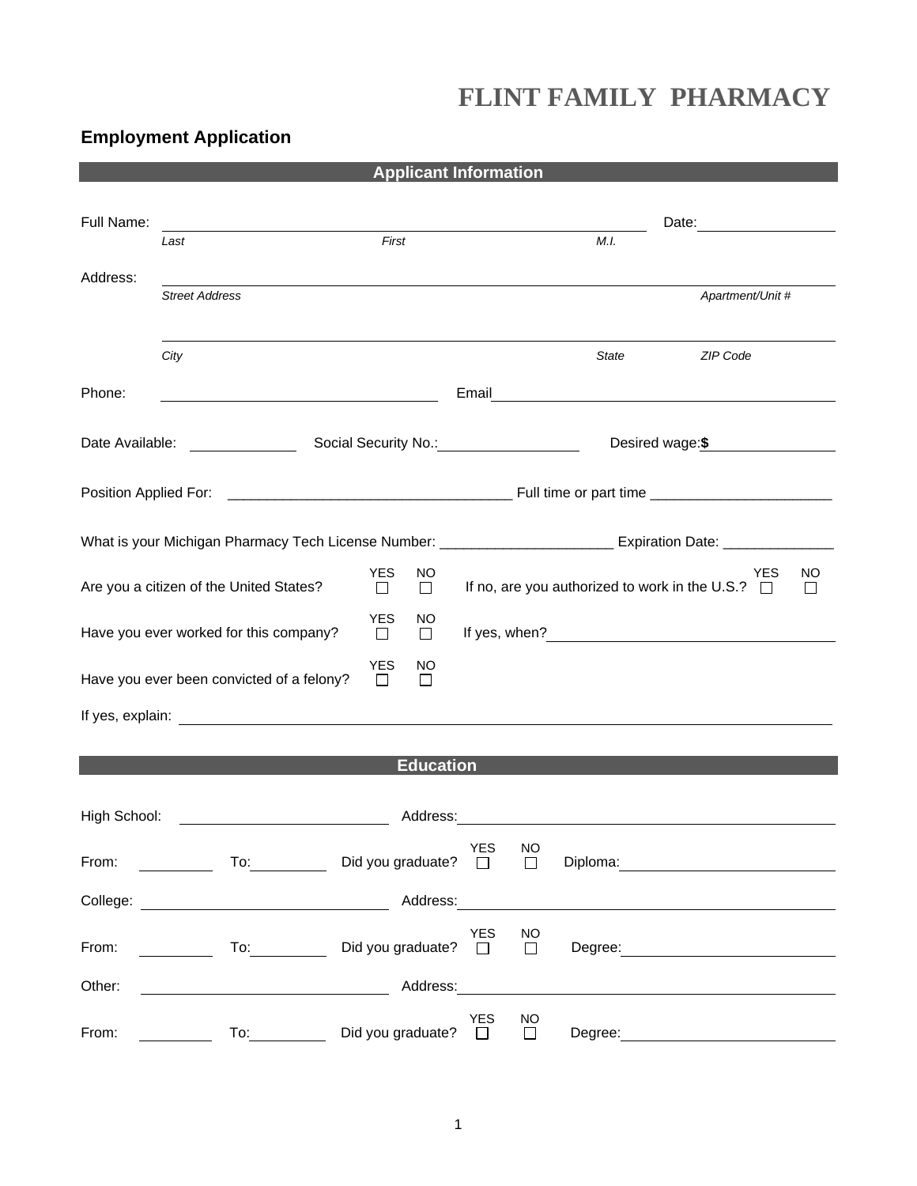# FLINT FAMILY PHARMACY

## Employment Application

### Applicant Information

Full Name: ____________________________________________ Date: ______________

*Last* *First* *M.I.*

Address: ____________________________________________

*Street Address* *Apartment/Unit #*

____________________________________________

*City* *State* *ZIP Code*

Phone: ______________________ Email ______________________

Date Available: __________ Social Security No.: ______________ Desired wage: **$** ______________

Position Applied For: ___________________________________ Full time or part time _______________________

What is your Michigan Pharmacy Tech License Number: _____________________ Expiration Date: _____________

Are you a citizen of the United States? YES ☐ NO ☐ If no, are you authorized to work in the U.S.? YES ☐ NO ☐

Have you ever worked for this company? YES ☐ NO ☐ If yes, when? ______________________

Have you ever been convicted of a felony? YES ☐ NO ☐

If yes, explain: ____________________________________________

### Education

High School: ______________________ Address: ______________________

From: ________ To: ________ Did you graduate? YES ☐ NO ☐ Diploma: ______________________

College: ______________________ Address: ______________________

From: ________ To: ________ Did you graduate? YES ☐ NO ☐ Degree: ______________________

Other: ______________________ Address: ______________________

From: ________ To: ________ Did you graduate? YES ☐ NO ☐ Degree: ______________________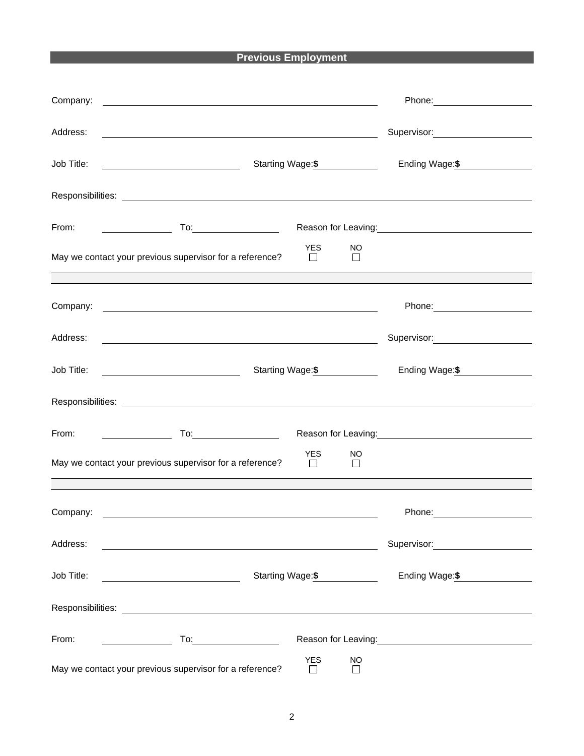## Previous Employment

Company: ______________________________ Phone: ______________

Address: ______________________________ Supervisor: ______________

Job Title: ______________ Starting Wage: $ ________ Ending Wage: $ ________

Responsibilities: ______________________________________________

From: __________ To: __________ Reason for Leaving: ______________

May we contact your previous supervisor for a reference? YES ☐ NO ☐

---

Company: ______________________________ Phone: ______________

Address: ______________________________ Supervisor: ______________

Job Title: ______________ Starting Wage: $ ________ Ending Wage: $ ________

Responsibilities: ______________________________________________

From: __________ To: __________ Reason for Leaving: ______________

May we contact your previous supervisor for a reference? YES ☐ NO ☐

---

Company: ______________________________ Phone: ______________

Address: ______________________________ Supervisor: ______________

Job Title: ______________ Starting Wage: $ ________ Ending Wage: $ ________

Responsibilities: ______________________________________________

From: __________ To: __________ Reason for Leaving: ______________

May we contact your previous supervisor for a reference? YES ☐ NO ☐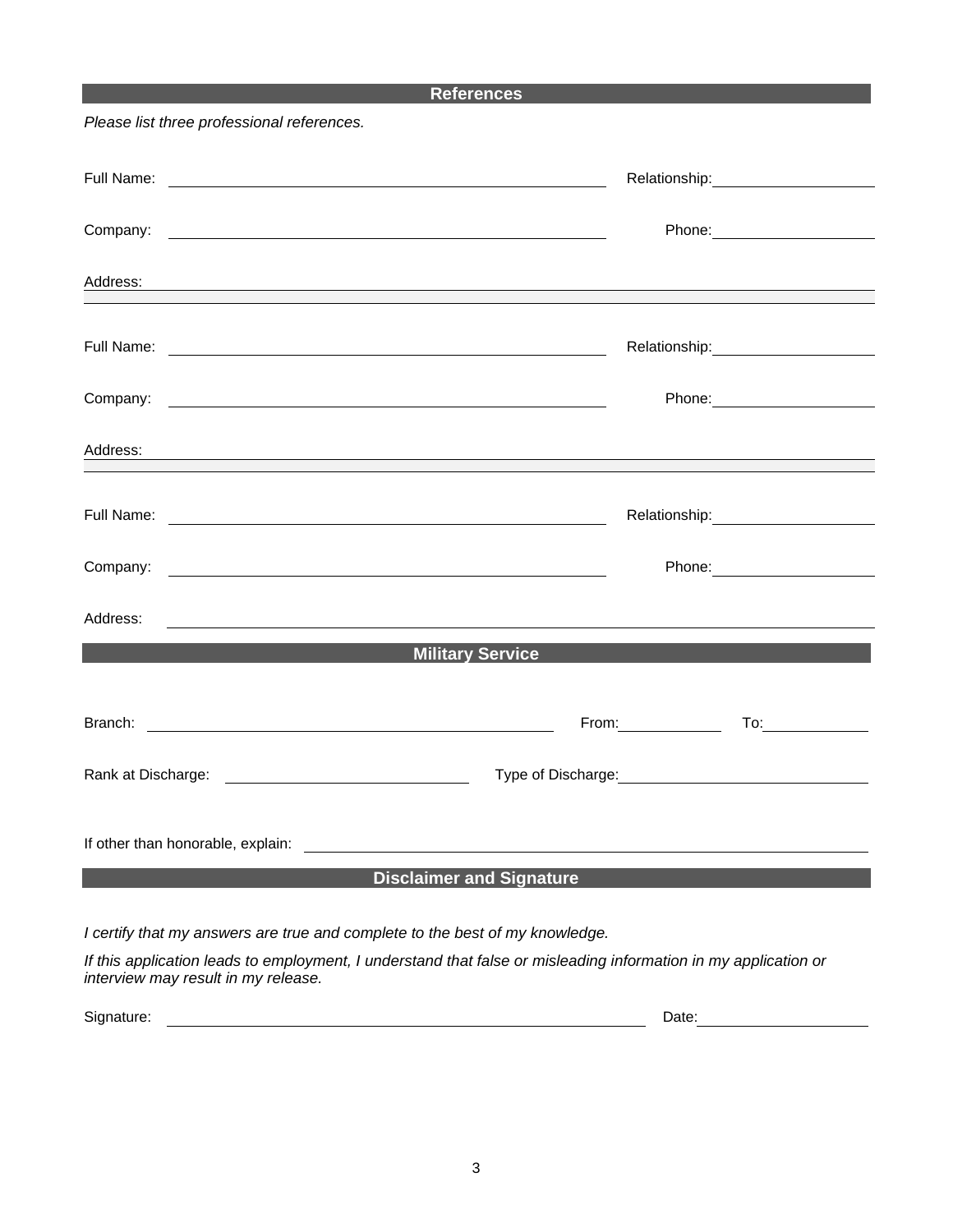## References

*Please list three professional references.*

Full Name: ______________________________ Relationship: ______________

Company: ______________________________ Phone: ______________

Address: ______________________________________________________________

Full Name: ______________________________ Relationship: ______________

Company: ______________________________ Phone: ______________

Address: ______________________________________________________________

Full Name: ______________________________ Relationship: ______________

Company: ______________________________ Phone: ______________

Address: ______________________________________________________________

## Military Service

Branch: ______________________________ From: __________ To: __________

Rank at Discharge: ____________________ Type of Discharge: ____________________

If other than honorable, explain: ______________________________________________

## Disclaimer and Signature

*I certify that my answers are true and complete to the best of my knowledge.*

*If this application leads to employment, I understand that false or misleading information in my application or interview may result in my release.*

Signature: ______________________________ Date: ______________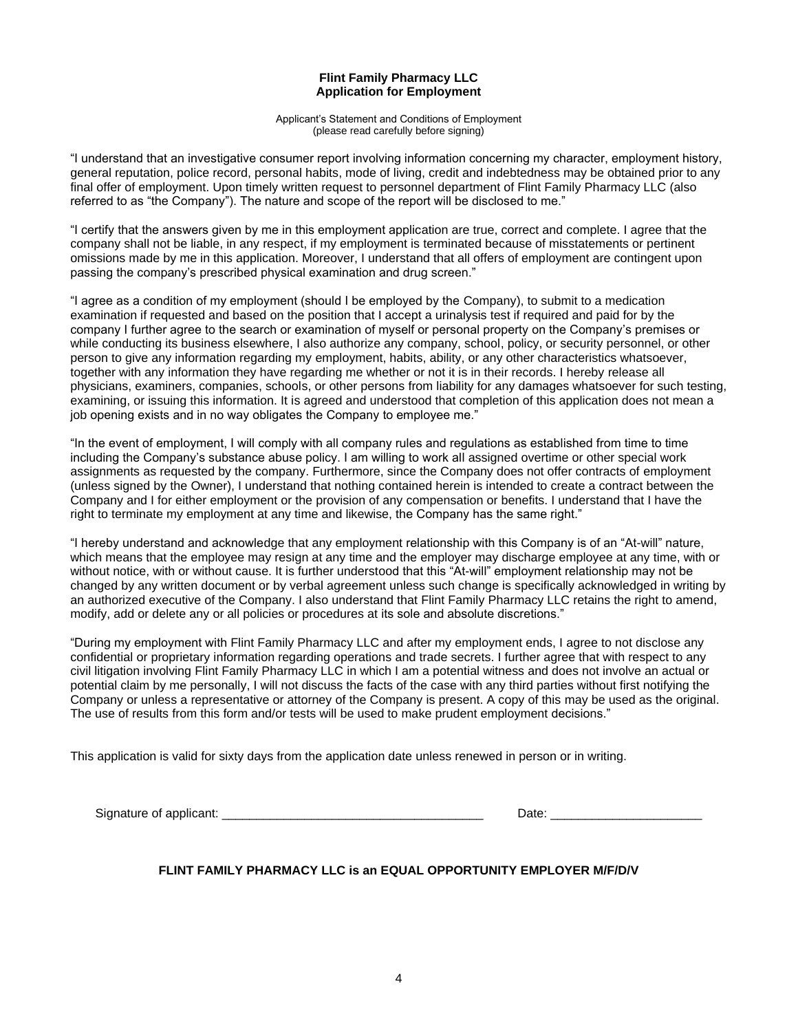**Flint Family Pharmacy LLC**
**Application for Employment**

Applicant's Statement and Conditions of Employment
(please read carefully before signing)

"I understand that an investigative consumer report involving information concerning my character, employment history, general reputation, police record, personal habits, mode of living, credit and indebtedness may be obtained prior to any final offer of employment. Upon timely written request to personnel department of Flint Family Pharmacy LLC (also referred to as "the Company"). The nature and scope of the report will be disclosed to me."

"I certify that the answers given by me in this employment application are true, correct and complete. I agree that the company shall not be liable, in any respect, if my employment is terminated because of misstatements or pertinent omissions made by me in this application. Moreover, I understand that all offers of employment are contingent upon passing the company's prescribed physical examination and drug screen."

"I agree as a condition of my employment (should I be employed by the Company), to submit to a medication examination if requested and based on the position that I accept a urinalysis test if required and paid for by the company I further agree to the search or examination of myself or personal property on the Company's premises or while conducting its business elsewhere, I also authorize any company, school, policy, or security personnel, or other person to give any information regarding my employment, habits, ability, or any other characteristics whatsoever, together with any information they have regarding me whether or not it is in their records. I hereby release all physicians, examiners, companies, schools, or other persons from liability for any damages whatsoever for such testing, examining, or issuing this information. It is agreed and understood that completion of this application does not mean a job opening exists and in no way obligates the Company to employee me."

"In the event of employment, I will comply with all company rules and regulations as established from time to time including the Company's substance abuse policy. I am willing to work all assigned overtime or other special work assignments as requested by the company. Furthermore, since the Company does not offer contracts of employment (unless signed by the Owner), I understand that nothing contained herein is intended to create a contract between the Company and I for either employment or the provision of any compensation or benefits. I understand that I have the right to terminate my employment at any time and likewise, the Company has the same right."

"I hereby understand and acknowledge that any employment relationship with this Company is of an "At-will" nature, which means that the employee may resign at any time and the employer may discharge employee at any time, with or without notice, with or without cause. It is further understood that this "At-will" employment relationship may not be changed by any written document or by verbal agreement unless such change is specifically acknowledged in writing by an authorized executive of the Company. I also understand that Flint Family Pharmacy LLC retains the right to amend, modify, add or delete any or all policies or procedures at its sole and absolute discretions."

"During my employment with Flint Family Pharmacy LLC and after my employment ends, I agree to not disclose any confidential or proprietary information regarding operations and trade secrets. I further agree that with respect to any civil litigation involving Flint Family Pharmacy LLC in which I am a potential witness and does not involve an actual or potential claim by me personally, I will not discuss the facts of the case with any third parties without first notifying the Company or unless a representative or attorney of the Company is present. A copy of this may be used as the original. The use of results from this form and/or tests will be used to make prudent employment decisions."

This application is valid for sixty days from the application date unless renewed in person or in writing.

Signature of applicant: ______________________________________ Date: ______________________

**FLINT FAMILY PHARMACY LLC is an EQUAL OPPORTUNITY EMPLOYER M/F/D/V**